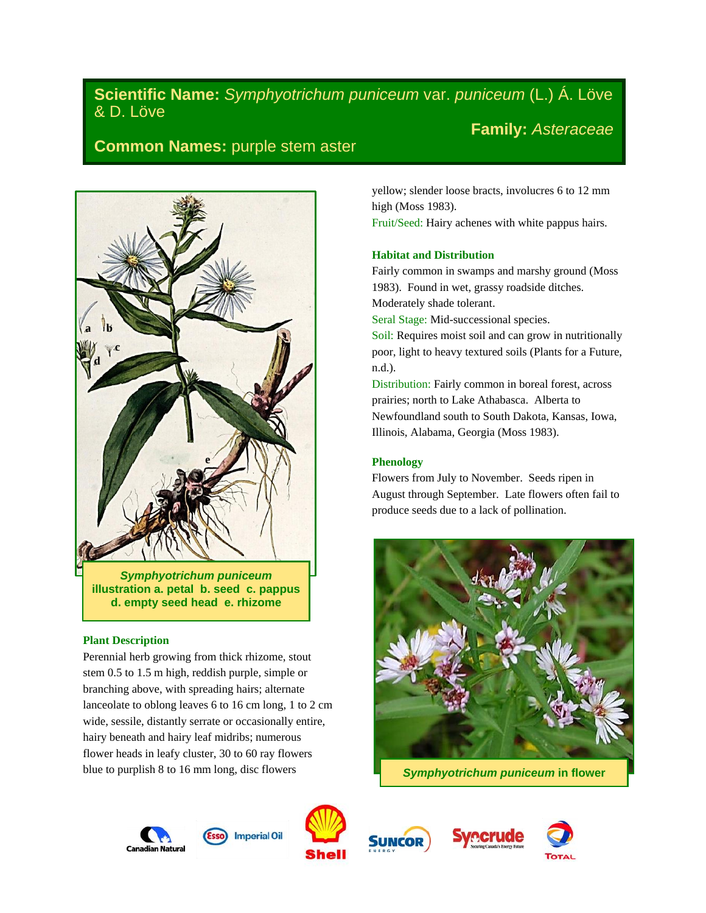**Scientific Name:** *Symphyotrichum puniceum* var. *puniceum* (L.) Á. Löve & D. Löve

**Family:** *Asteraceae*

**Common Names:** purple stem aster

***Symphyotrichum puniceum*** **illustration a. petal b. seed c. pappus d. empty seed head e. rhizome**

### Plant Description

Perennial herb growing from thick rhizome, stout stem 0.5 to 1.5 m high, reddish purple, simple or branching above, with spreading hairs; alternate lanceolate to oblong leaves 6 to 16 cm long, 1 to 2 cm wide, sessile, distantly serrate or occasionally entire, hairy beneath and hairy leaf midribs; numerous flower heads in leafy cluster, 30 to 60 ray flowers blue to purplish 8 to 16 mm long, disc flowers yellow; slender loose bracts, involucres 6 to 12 mm high (Moss 1983).

Fruit/Seed: Hairy achenes with white pappus hairs.

### Habitat and Distribution

Fairly common in swamps and marshy ground (Moss 1983). Found in wet, grassy roadside ditches. Moderately shade tolerant.

Seral Stage: Mid-successional species.

Soil: Requires moist soil and can grow in nutritionally poor, light to heavy textured soils (Plants for a Future, n.d.).

Distribution: Fairly common in boreal forest, across prairies; north to Lake Athabasca. Alberta to Newfoundland south to South Dakota, Kansas, Iowa, Illinois, Alabama, Georgia (Moss 1983).

### Phenology

Flowers from July to November. Seeds ripen in August through September. Late flowers often fail to produce seeds due to a lack of pollination.

***Symphyotrichum puniceum*** **in flower**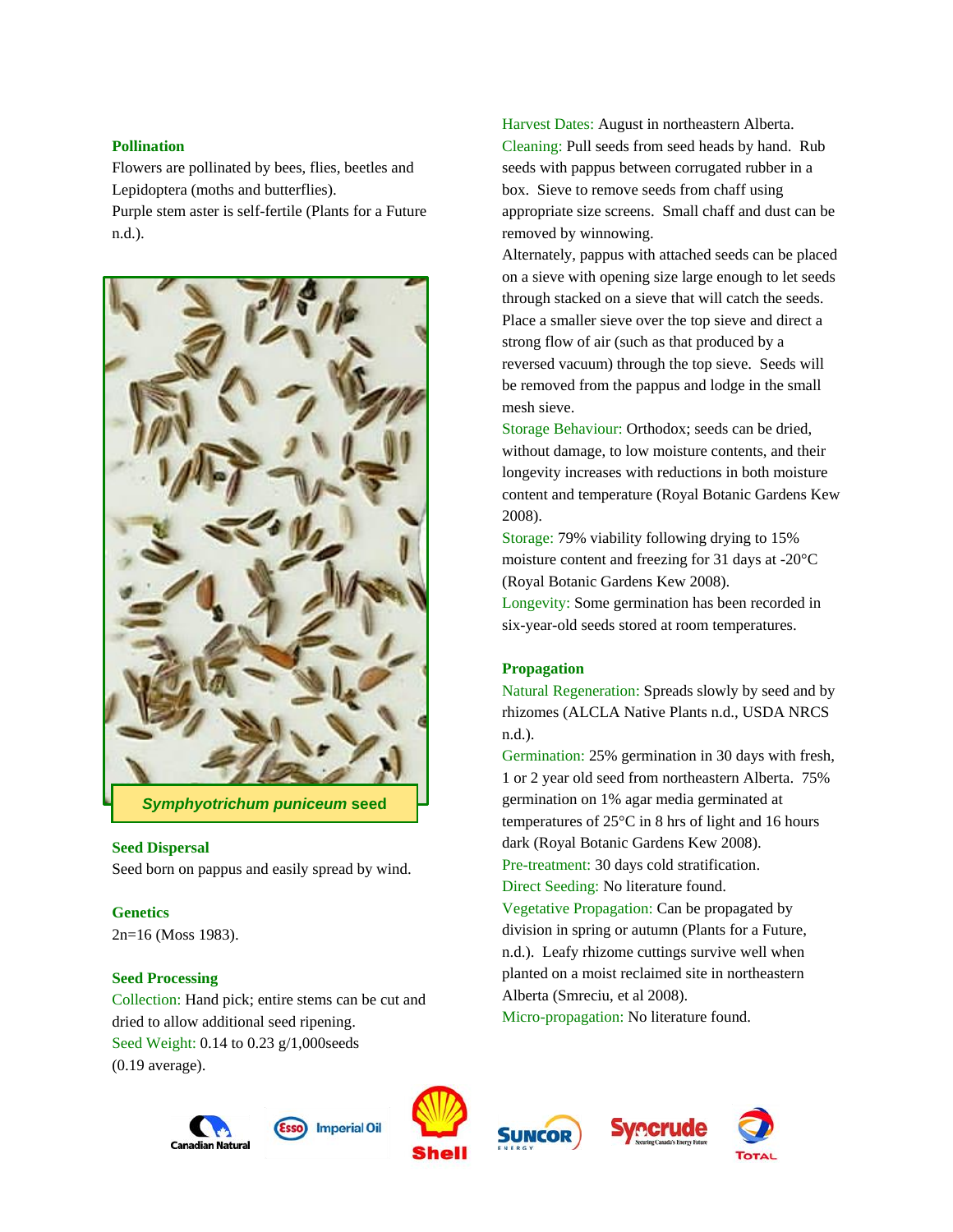### Pollination

Flowers are pollinated by bees, flies, beetles and Lepidoptera (moths and butterflies).
Purple stem aster is self-fertile (Plants for a Future n.d.).

*Symphyotrichum puniceum* seed

### Seed Dispersal

Seed born on pappus and easily spread by wind.

### Genetics

2n=16 (Moss 1983).

### Seed Processing

Collection: Hand pick; entire stems can be cut and dried to allow additional seed ripening.
Seed Weight: 0.14 to 0.23 g/1,000seeds (0.19 average).
Harvest Dates: August in northeastern Alberta.
Cleaning: Pull seeds from seed heads by hand. Rub seeds with pappus between corrugated rubber in a box. Sieve to remove seeds from chaff using appropriate size screens. Small chaff and dust can be removed by winnowing.
Alternately, pappus with attached seeds can be placed on a sieve with opening size large enough to let seeds through stacked on a sieve that will catch the seeds. Place a smaller sieve over the top sieve and direct a strong flow of air (such as that produced by a reversed vacuum) through the top sieve. Seeds will be removed from the pappus and lodge in the small mesh sieve.
Storage Behaviour: Orthodox; seeds can be dried, without damage, to low moisture contents, and their longevity increases with reductions in both moisture content and temperature (Royal Botanic Gardens Kew 2008).
Storage: 79% viability following drying to 15% moisture content and freezing for 31 days at -20°C (Royal Botanic Gardens Kew 2008).
Longevity: Some germination has been recorded in six-year-old seeds stored at room temperatures.

### Propagation

Natural Regeneration: Spreads slowly by seed and by rhizomes (ALCLA Native Plants n.d., USDA NRCS n.d.).
Germination: 25% germination in 30 days with fresh, 1 or 2 year old seed from northeastern Alberta. 75% germination on 1% agar media germinated at temperatures of 25°C in 8 hrs of light and 16 hours dark (Royal Botanic Gardens Kew 2008).
Pre-treatment: 30 days cold stratification.
Direct Seeding: No literature found.
Vegetative Propagation: Can be propagated by division in spring or autumn (Plants for a Future, n.d.). Leafy rhizome cuttings survive well when planted on a moist reclaimed site in northeastern Alberta (Smreciu, et al 2008).
Micro-propagation: No literature found.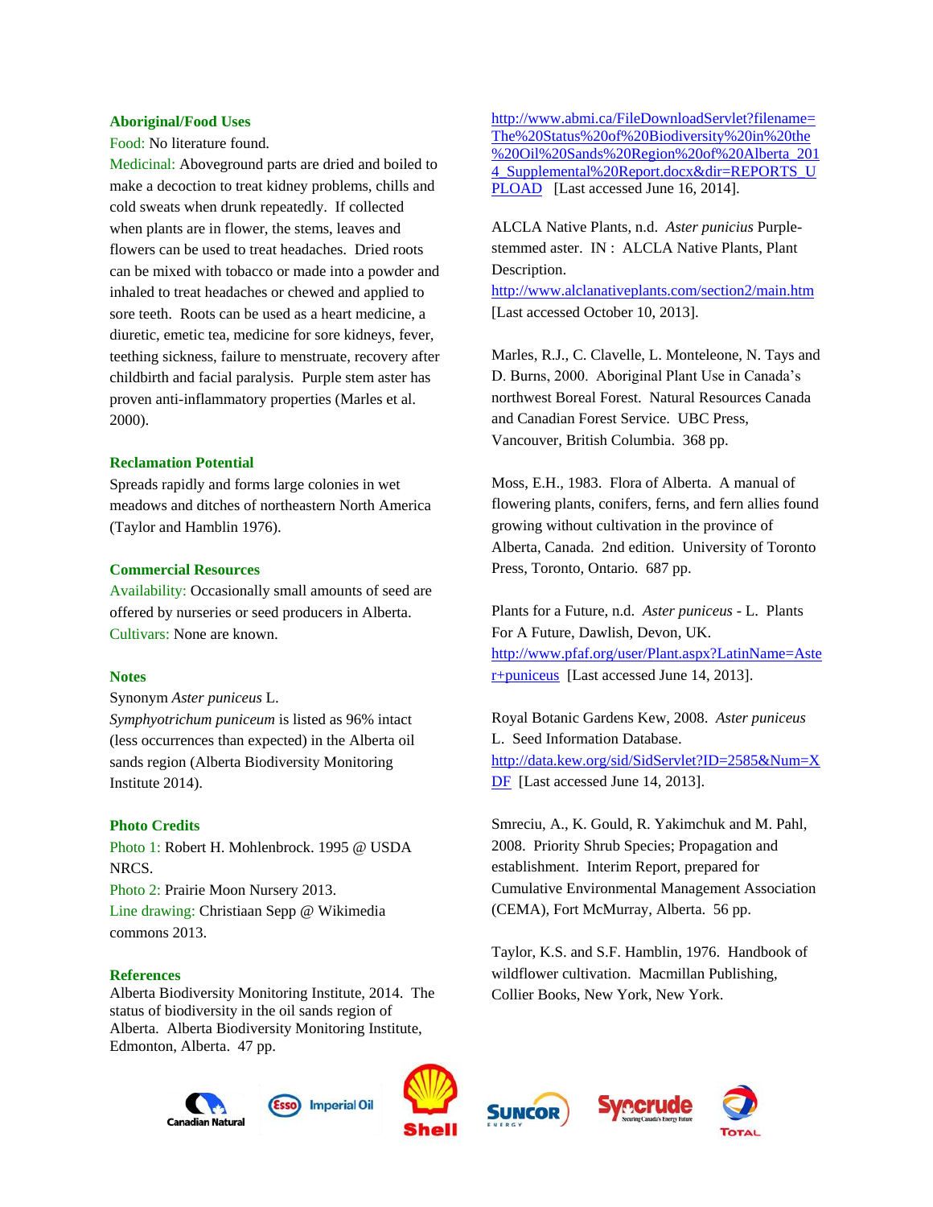## Aboriginal/Food Uses

Food: No literature found.

Medicinal: Aboveground parts are dried and boiled to make a decoction to treat kidney problems, chills and cold sweats when drunk repeatedly. If collected when plants are in flower, the stems, leaves and flowers can be used to treat headaches. Dried roots can be mixed with tobacco or made into a powder and inhaled to treat headaches or chewed and applied to sore teeth. Roots can be used as a heart medicine, a diuretic, emetic tea, medicine for sore kidneys, fever, teething sickness, failure to menstruate, recovery after childbirth and facial paralysis. Purple stem aster has proven anti-inflammatory properties (Marles et al. 2000).

## Reclamation Potential

Spreads rapidly and forms large colonies in wet meadows and ditches of northeastern North America (Taylor and Hamblin 1976).

## Commercial Resources

Availability: Occasionally small amounts of seed are offered by nurseries or seed producers in Alberta.

Cultivars: None are known.

## Notes

Synonym *Aster puniceus* L.

*Symphyotrichum puniceum* is listed as 96% intact (less occurrences than expected) in the Alberta oil sands region (Alberta Biodiversity Monitoring Institute 2014).

## Photo Credits

Photo 1: Robert H. Mohlenbrock. 1995 @ USDA NRCS.

Photo 2: Prairie Moon Nursery 2013.

Line drawing: Christiaan Sepp @ Wikimedia commons 2013.

## References

Alberta Biodiversity Monitoring Institute, 2014. The status of biodiversity in the oil sands region of Alberta. Alberta Biodiversity Monitoring Institute, Edmonton, Alberta. 47 pp. http://www.abmi.ca/FileDownloadServlet?filename=The%20Status%20of%20Biodiversity%20in%20the%20Oil%20Sands%20Region%20of%20Alberta_2014_Supplemental%20Report.docx&dir=REPORTS_UPLOAD [Last accessed June 16, 2014].

ALCLA Native Plants, n.d. *Aster punicius* Purple-stemmed aster. IN : ALCLA Native Plants, Plant Description. http://www.alclanativeplants.com/section2/main.htm [Last accessed October 10, 2013].

Marles, R.J., C. Clavelle, L. Monteleone, N. Tays and D. Burns, 2000. Aboriginal Plant Use in Canada's northwest Boreal Forest. Natural Resources Canada and Canadian Forest Service. UBC Press, Vancouver, British Columbia. 368 pp.

Moss, E.H., 1983. Flora of Alberta. A manual of flowering plants, conifers, ferns, and fern allies found growing without cultivation in the province of Alberta, Canada. 2nd edition. University of Toronto Press, Toronto, Ontario. 687 pp.

Plants for a Future, n.d. *Aster puniceus* - L. Plants For A Future, Dawlish, Devon, UK. http://www.pfaf.org/user/Plant.aspx?LatinName=Aster+puniceus [Last accessed June 14, 2013].

Royal Botanic Gardens Kew, 2008. *Aster puniceus* L. Seed Information Database. http://data.kew.org/sid/SidServlet?ID=2585&Num=XDF [Last accessed June 14, 2013].

Smreciu, A., K. Gould, R. Yakimchuk and M. Pahl, 2008. Priority Shrub Species; Propagation and establishment. Interim Report, prepared for Cumulative Environmental Management Association (CEMA), Fort McMurray, Alberta. 56 pp.

Taylor, K.S. and S.F. Hamblin, 1976. Handbook of wildflower cultivation. Macmillan Publishing, Collier Books, New York, New York.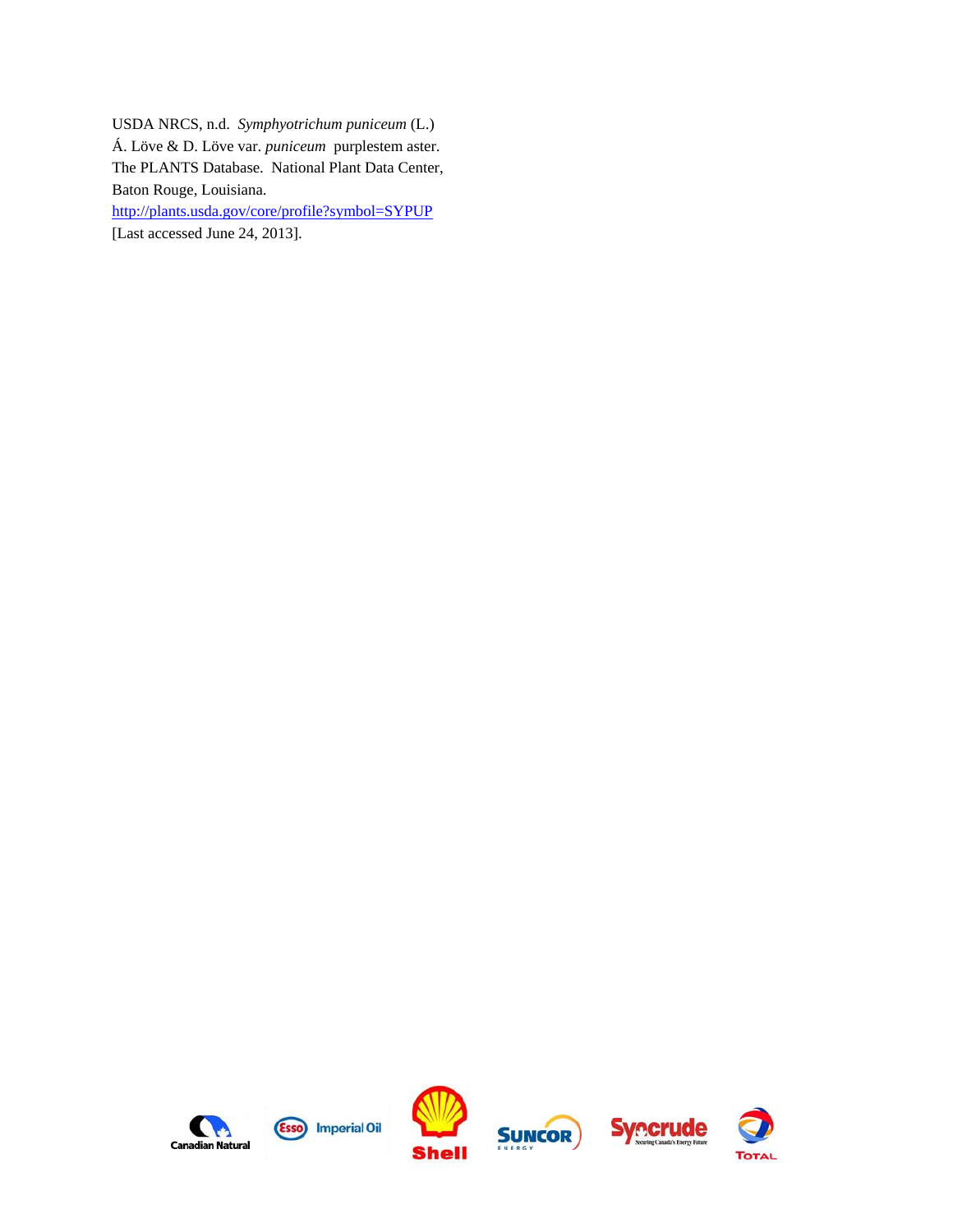USDA NRCS, n.d. *Symphyotrichum puniceum* (L.) Á. Löve & D. Löve var. *puniceum* purplestem aster. The PLANTS Database. National Plant Data Center, Baton Rouge, Louisiana. [http://plants.usda.gov/core/profile?symbol=SYPUP](http://plants.usda.gov/core/profile?symbol=SYPUP) [Last accessed June 24, 2013].